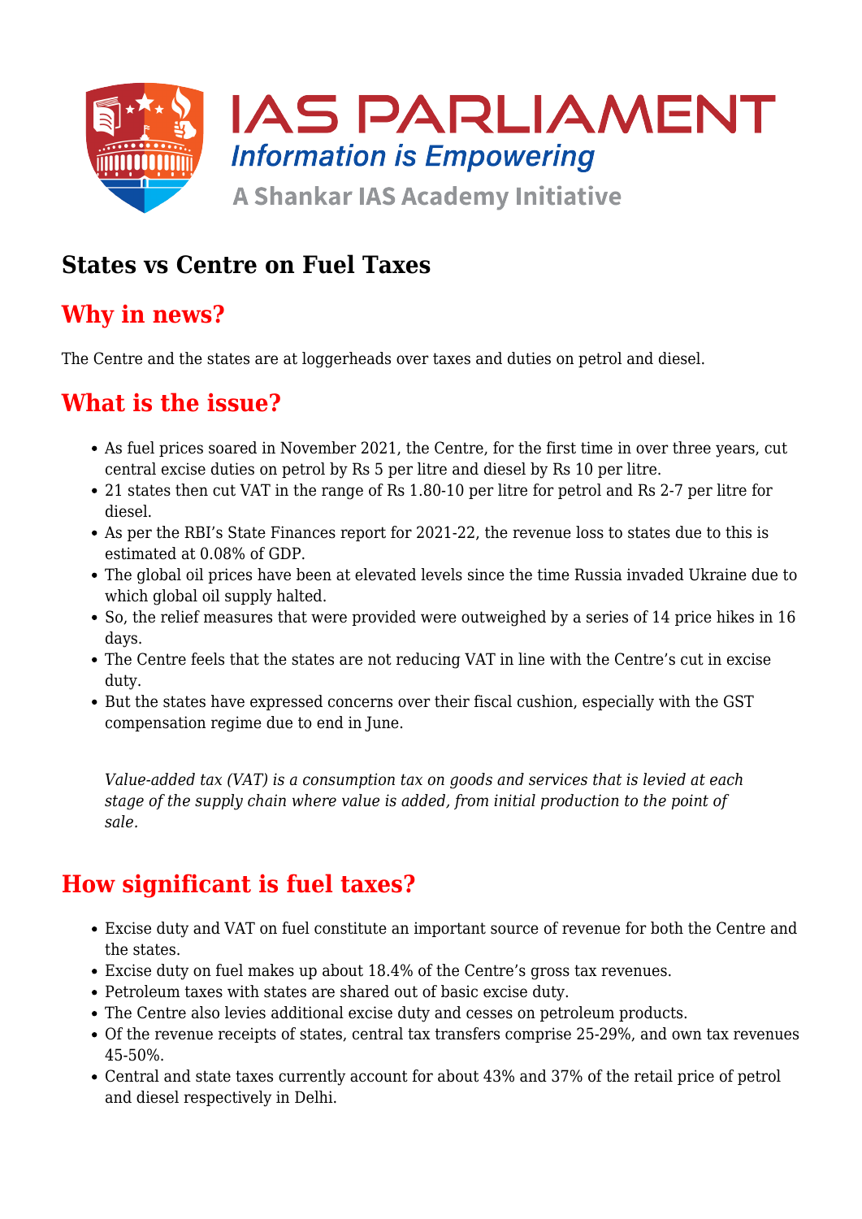IAS PARLIAMENT

*Information is Empowering*

A Shankar IAS Academy Initiative

# States vs Centre on Fuel Taxes

## Why in news?

The Centre and the states are at loggerheads over taxes and duties on petrol and diesel.

## What is the issue?

- As fuel prices soared in November 2021, the Centre, for the first time in over three years, cut central excise duties on petrol by Rs 5 per litre and diesel by Rs 10 per litre.
- 21 states then cut VAT in the range of Rs 1.80-10 per litre for petrol and Rs 2-7 per litre for diesel.
- As per the RBI's State Finances report for 2021-22, the revenue loss to states due to this is estimated at 0.08% of GDP.
- The global oil prices have been at elevated levels since the time Russia invaded Ukraine due to which global oil supply halted.
- So, the relief measures that were provided were outweighed by a series of 14 price hikes in 16 days.
- The Centre feels that the states are not reducing VAT in line with the Centre's cut in excise duty.
- But the states have expressed concerns over their fiscal cushion, especially with the GST compensation regime due to end in June.

> *Value-added tax (VAT) is a consumption tax on goods and services that is levied at each stage of the supply chain where value is added, from initial production to the point of sale.*

## How significant is fuel taxes?

- Excise duty and VAT on fuel constitute an important source of revenue for both the Centre and the states.
- Excise duty on fuel makes up about 18.4% of the Centre's gross tax revenues.
- Petroleum taxes with states are shared out of basic excise duty.
- The Centre also levies additional excise duty and cesses on petroleum products.
- Of the revenue receipts of states, central tax transfers comprise 25-29%, and own tax revenues 45-50%.
- Central and state taxes currently account for about 43% and 37% of the retail price of petrol and diesel respectively in Delhi.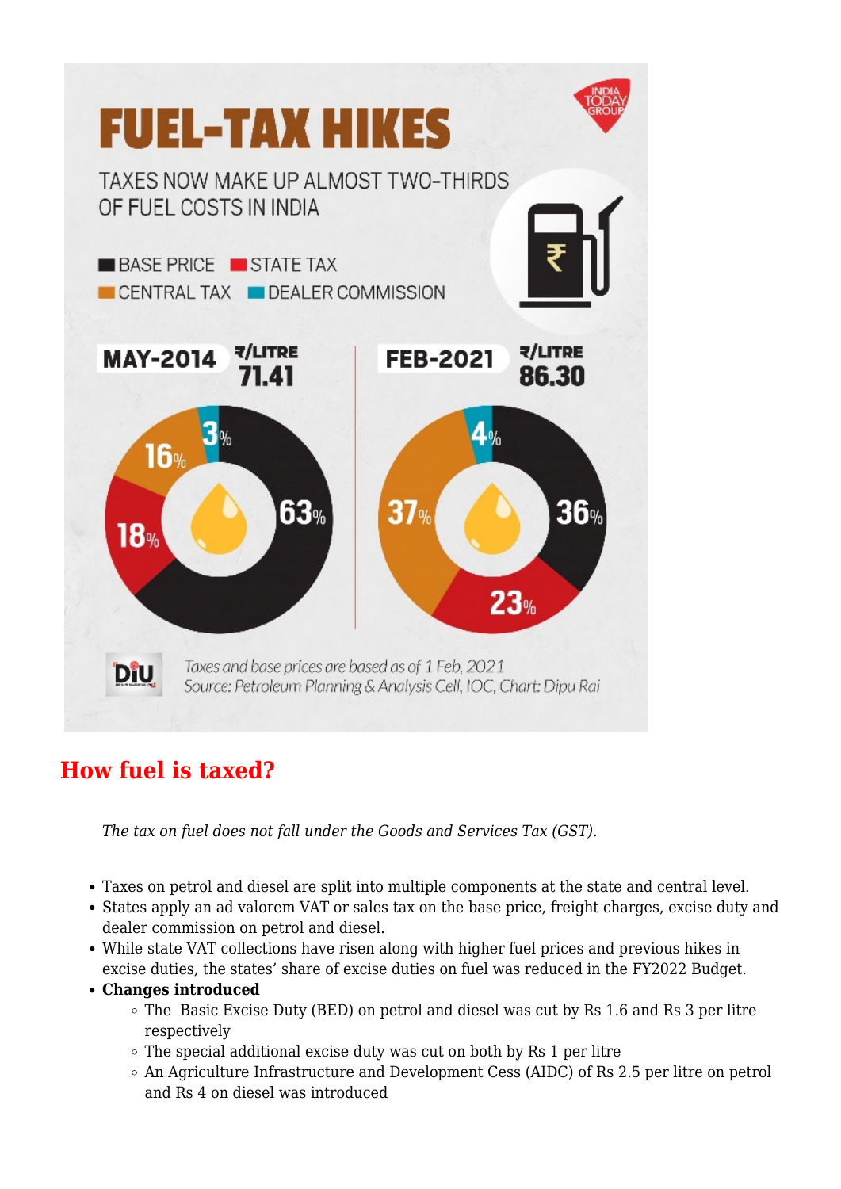# FUEL-TAX HIKES

TAXES NOW MAKE UP ALMOST TWO-THIRDS OF FUEL COSTS IN INDIA

| Component | MAY-2014 (₹/LITRE 71.41) | FEB-2021 (₹/LITRE 86.30) |
| --- | --- | --- |
| BASE PRICE | 63% | 36% |
| STATE TAX | 18% | 23% |
| CENTRAL TAX | 16% | 37% |
| DEALER COMMISSION | 3% | 4% |

*Taxes and base prices are based as of 1 Feb, 2021*
*Source: Petroleum Planning & Analysis Cell, IOC, Chart: Dipu Rai*

## How fuel is taxed?

*The tax on fuel does not fall under the Goods and Services Tax (GST).*

- Taxes on petrol and diesel are split into multiple components at the state and central level.
- States apply an ad valorem VAT or sales tax on the base price, freight charges, excise duty and dealer commission on petrol and diesel.
- While state VAT collections have risen along with higher fuel prices and previous hikes in excise duties, the states' share of excise duties on fuel was reduced in the FY2022 Budget.
- **Changes introduced**
  - The Basic Excise Duty (BED) on petrol and diesel was cut by Rs 1.6 and Rs 3 per litre respectively
  - The special additional excise duty was cut on both by Rs 1 per litre
  - An Agriculture Infrastructure and Development Cess (AIDC) of Rs 2.5 per litre on petrol and Rs 4 on diesel was introduced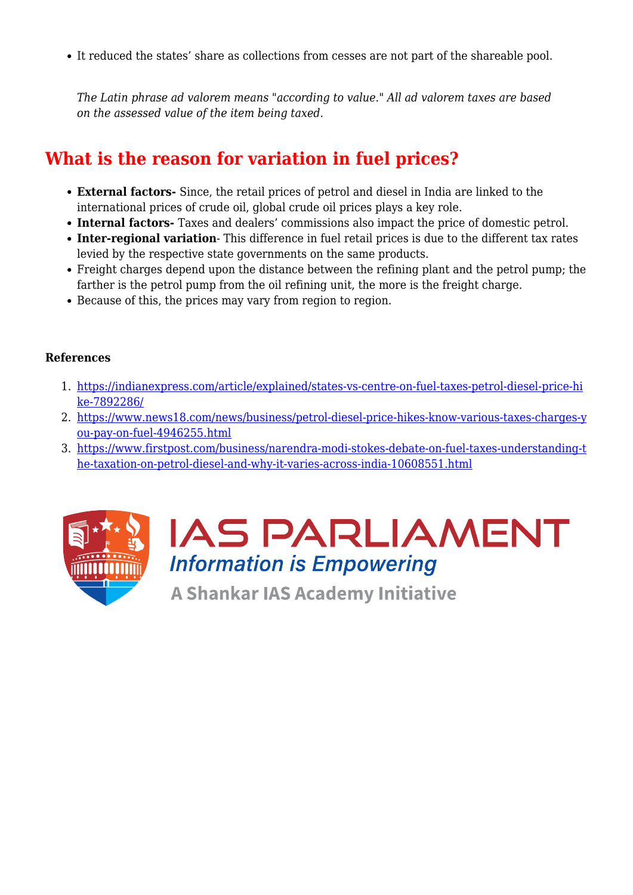- It reduced the states' share as collections from cesses are not part of the shareable pool.

*The Latin phrase ad valorem means "according to value." All ad valorem taxes are based on the assessed value of the item being taxed.*

## What is the reason for variation in fuel prices?

- **External factors-** Since, the retail prices of petrol and diesel in India are linked to the international prices of crude oil, global crude oil prices plays a key role.
- **Internal factors-** Taxes and dealers' commissions also impact the price of domestic petrol.
- **Inter-regional variation**- This difference in fuel retail prices is due to the different tax rates levied by the respective state governments on the same products.
- Freight charges depend upon the distance between the refining plant and the petrol pump; the farther is the petrol pump from the oil refining unit, the more is the freight charge.
- Because of this, the prices may vary from region to region.

**References**

1. https://indianexpress.com/article/explained/states-vs-centre-on-fuel-taxes-petrol-diesel-price-hike-7892286/
2. https://www.news18.com/news/business/petrol-diesel-price-hikes-know-various-taxes-charges-you-pay-on-fuel-4946255.html
3. https://www.firstpost.com/business/narendra-modi-stokes-debate-on-fuel-taxes-understanding-the-taxation-on-petrol-diesel-and-why-it-varies-across-india-10608551.html

IAS PARLIAMENT
*Information is Empowering*
A Shankar IAS Academy Initiative